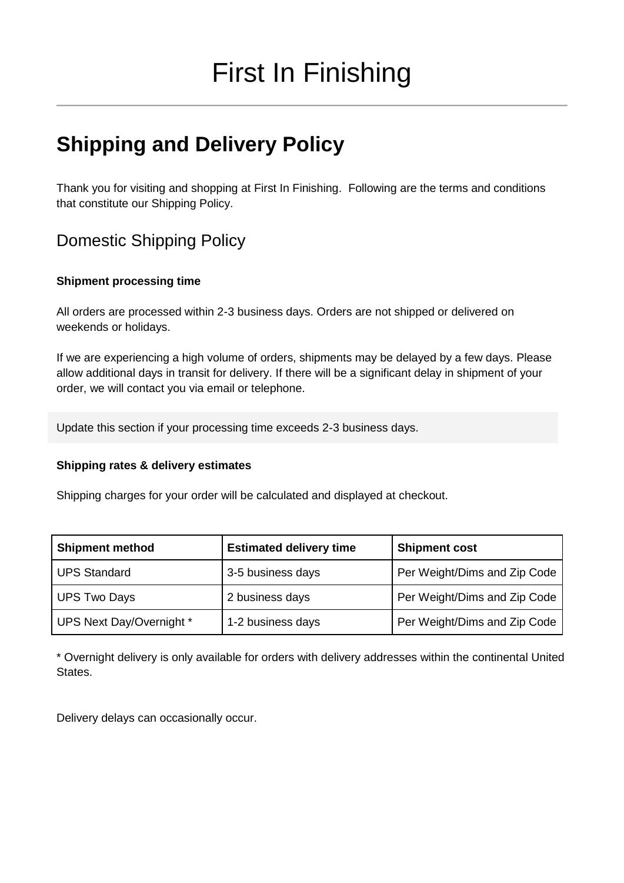# First In Finishing

## Shipping and Delivery Policy

Thank you for visiting and shopping at First In Finishing. Following are the terms and conditions that constitute our Shipping Policy.

### Domestic Shipping Policy

**Shipment processing time**

All orders are processed within 2-3 business days. Orders are not shipped or delivered on weekends or holidays.

If we are experiencing a high volume of orders, shipments may be delayed by a few days. Please allow additional days in transit for delivery. If there will be a significant delay in shipment of your order, we will contact you via email or telephone.

Update this section if your processing time exceeds 2-3 business days.

**Shipping rates & delivery estimates**

Shipping charges for your order will be calculated and displayed at checkout.

| Shipment method | Estimated delivery time | Shipment cost |
| --- | --- | --- |
| UPS Standard | 3-5 business days | Per Weight/Dims and Zip Code |
| UPS Two Days | 2 business days | Per Weight/Dims and Zip Code |
| UPS Next Day/Overnight * | 1-2 business days | Per Weight/Dims and Zip Code |

* Overnight delivery is only available for orders with delivery addresses within the continental United States.

Delivery delays can occasionally occur.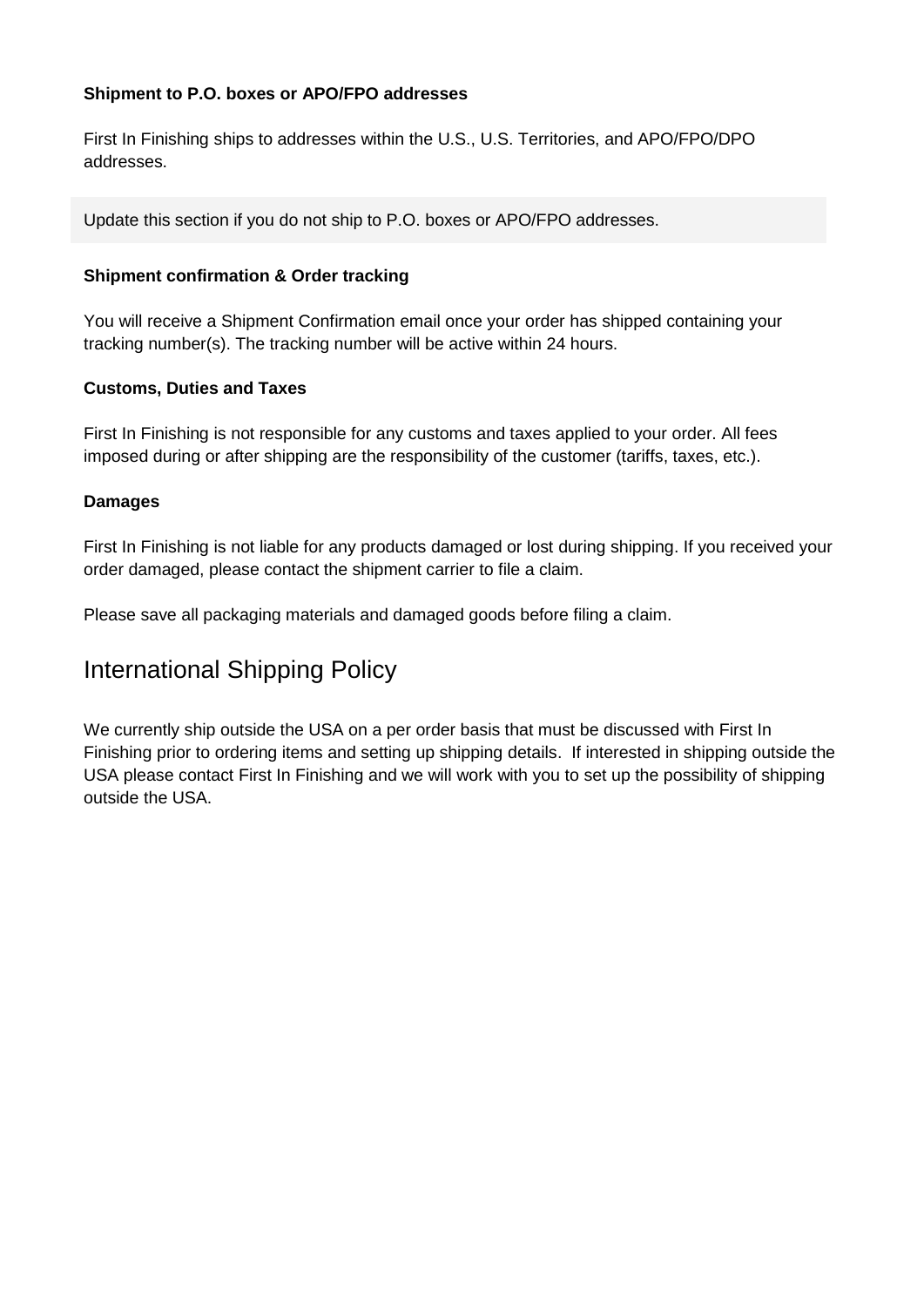**Shipment to P.O. boxes or APO/FPO addresses**

First In Finishing ships to addresses within the U.S., U.S. Territories, and APO/FPO/DPO addresses.

Update this section if you do not ship to P.O. boxes or APO/FPO addresses.

**Shipment confirmation & Order tracking**

You will receive a Shipment Confirmation email once your order has shipped containing your tracking number(s). The tracking number will be active within 24 hours.

**Customs, Duties and Taxes**

First In Finishing is not responsible for any customs and taxes applied to your order. All fees imposed during or after shipping are the responsibility of the customer (tariffs, taxes, etc.).

**Damages**

First In Finishing is not liable for any products damaged or lost during shipping. If you received your order damaged, please contact the shipment carrier to file a claim.

Please save all packaging materials and damaged goods before filing a claim.

## International Shipping Policy

We currently ship outside the USA on a per order basis that must be discussed with First In Finishing prior to ordering items and setting up shipping details. If interested in shipping outside the USA please contact First In Finishing and we will work with you to set up the possibility of shipping outside the USA.